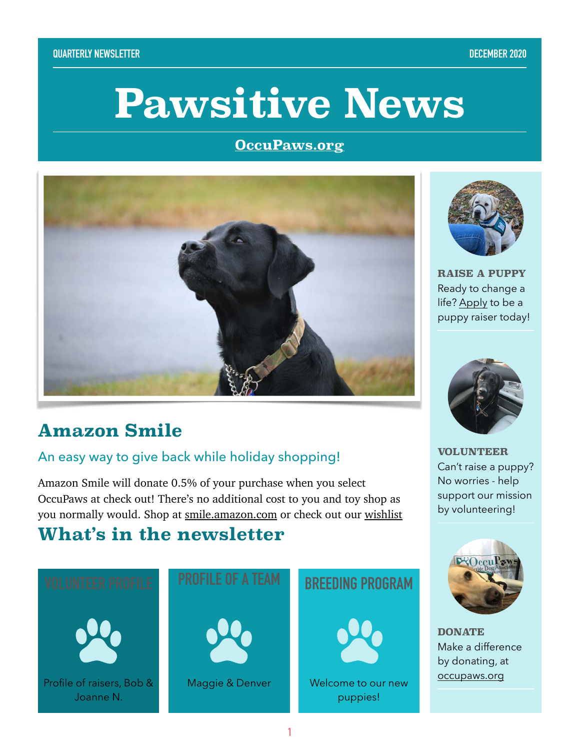QUARTERLY NEWSLETTER

DECEMBER 2020

# Pawsitive News

**OccuPaws.org**

## Amazon Smile

### An easy way to give back while holiday shopping!

Amazon Smile will donate 0.5% of your purchase when you select OccuPaws at check out! There's no additional cost to you and toy shop as you normally would. Shop at smile.amazon.com or check out our wishlist

## What's in the newsletter

**VOLUNTEER PROFILE**

Profile of raisers, Bob & Joanne N.

**PROFILE OF A TEAM**

Maggie & Denver

**BREEDING PROGRAM**

Welcome to our new puppies!

**RAISE A PUPPY**

Ready to change a life? Apply to be a puppy raiser today!

**VOLUNTEER**

Can't raise a puppy? No worries - help support our mission by volunteering!

**DONATE**

Make a difference by donating, at occupaws.org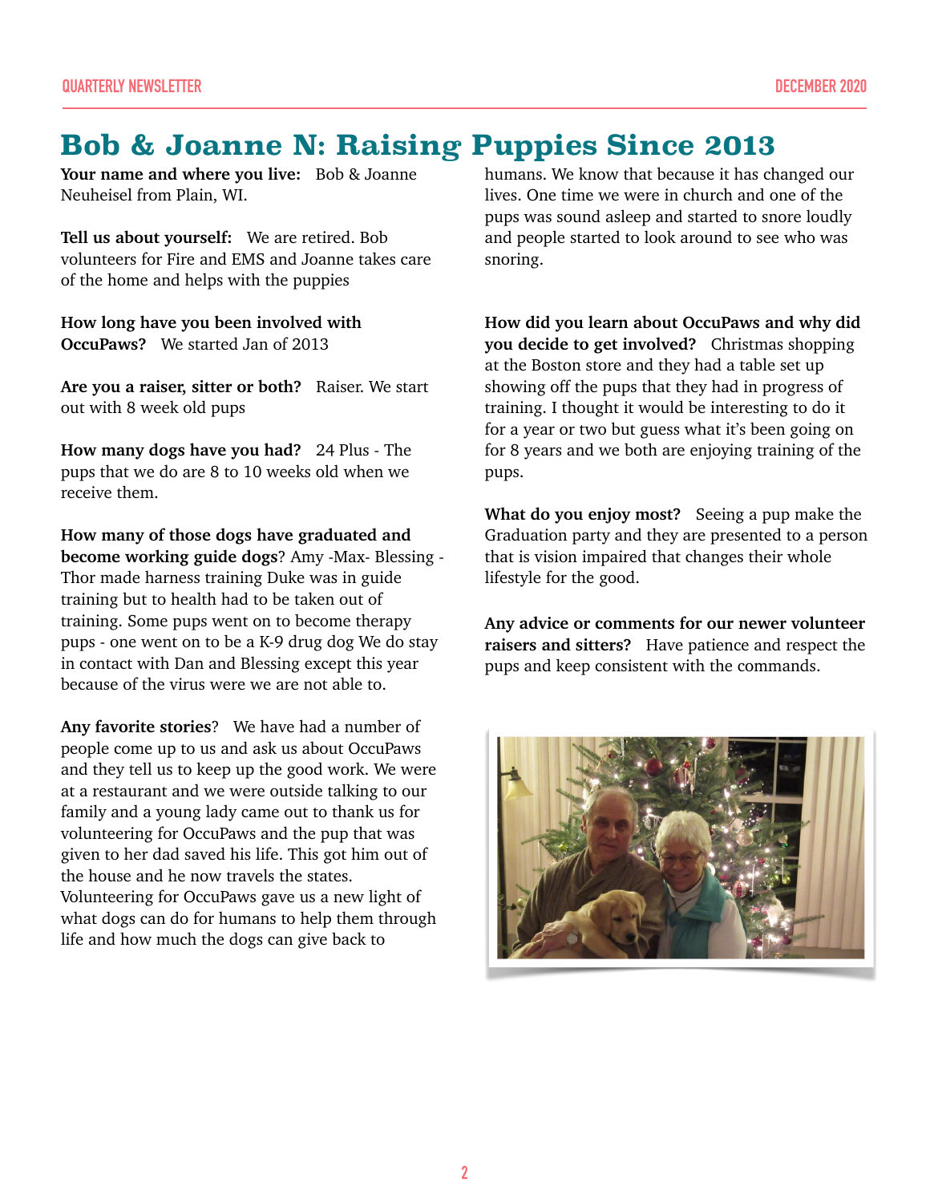# Bob & Joanne N: Raising Puppies Since 2013

**Your name and where you live:** Bob & Joanne Neuheisel from Plain, WI.

**Tell us about yourself:** We are retired. Bob volunteers for Fire and EMS and Joanne takes care of the home and helps with the puppies

**How long have you been involved with OccuPaws?** We started Jan of 2013

**Are you a raiser, sitter or both?** Raiser. We start out with 8 week old pups

**How many dogs have you had?** 24 Plus - The pups that we do are 8 to 10 weeks old when we receive them.

**How many of those dogs have graduated and become working guide dogs**? Amy -Max- Blessing - Thor made harness training Duke was in guide training but to health had to be taken out of training. Some pups went on to become therapy pups - one went on to be a K-9 drug dog We do stay in contact with Dan and Blessing except this year because of the virus were we are not able to.

**Any favorite stories**? We have had a number of people come up to us and ask us about OccuPaws and they tell us to keep up the good work. We were at a restaurant and we were outside talking to our family and a young lady came out to thank us for volunteering for OccuPaws and the pup that was given to her dad saved his life. This got him out of the house and he now travels the states. Volunteering for OccuPaws gave us a new light of what dogs can do for humans to help them through life and how much the dogs can give back to humans. We know that because it has changed our lives. One time we were in church and one of the pups was sound asleep and started to snore loudly and people started to look around to see who was snoring.

**How did you learn about OccuPaws and why did you decide to get involved?** Christmas shopping at the Boston store and they had a table set up showing off the pups that they had in progress of training. I thought it would be interesting to do it for a year or two but guess what it's been going on for 8 years and we both are enjoying training of the pups.

**What do you enjoy most?** Seeing a pup make the Graduation party and they are presented to a person that is vision impaired that changes their whole lifestyle for the good.

**Any advice or comments for our newer volunteer raisers and sitters?** Have patience and respect the pups and keep consistent with the commands.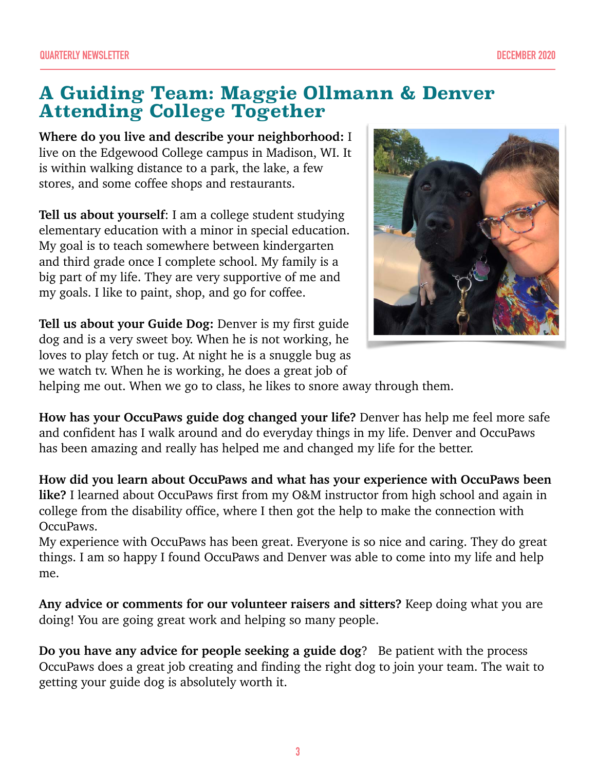# A Guiding Team: Maggie Ollmann & Denver Attending College Together

**Where do you live and describe your neighborhood:** I live on the Edgewood College campus in Madison, WI. It is within walking distance to a park, the lake, a few stores, and some coffee shops and restaurants.

**Tell us about yourself**: I am a college student studying elementary education with a minor in special education. My goal is to teach somewhere between kindergarten and third grade once I complete school. My family is a big part of my life. They are very supportive of me and my goals. I like to paint, shop, and go for coffee.

**Tell us about your Guide Dog:** Denver is my first guide dog and is a very sweet boy. When he is not working, he loves to play fetch or tug. At night he is a snuggle bug as we watch tv. When he is working, he does a great job of helping me out. When we go to class, he likes to snore away through them.

**How has your OccuPaws guide dog changed your life?** Denver has help me feel more safe and confident has I walk around and do everyday things in my life. Denver and OccuPaws has been amazing and really has helped me and changed my life for the better.

**How did you learn about OccuPaws and what has your experience with OccuPaws been like?** I learned about OccuPaws first from my O&M instructor from high school and again in college from the disability office, where I then got the help to make the connection with OccuPaws.

My experience with OccuPaws has been great. Everyone is so nice and caring. They do great things. I am so happy I found OccuPaws and Denver was able to come into my life and help me.

**Any advice or comments for our volunteer raisers and sitters?** Keep doing what you are doing! You are going great work and helping so many people.

**Do you have any advice for people seeking a guide dog**? Be patient with the process OccuPaws does a great job creating and finding the right dog to join your team. The wait to getting your guide dog is absolutely worth it.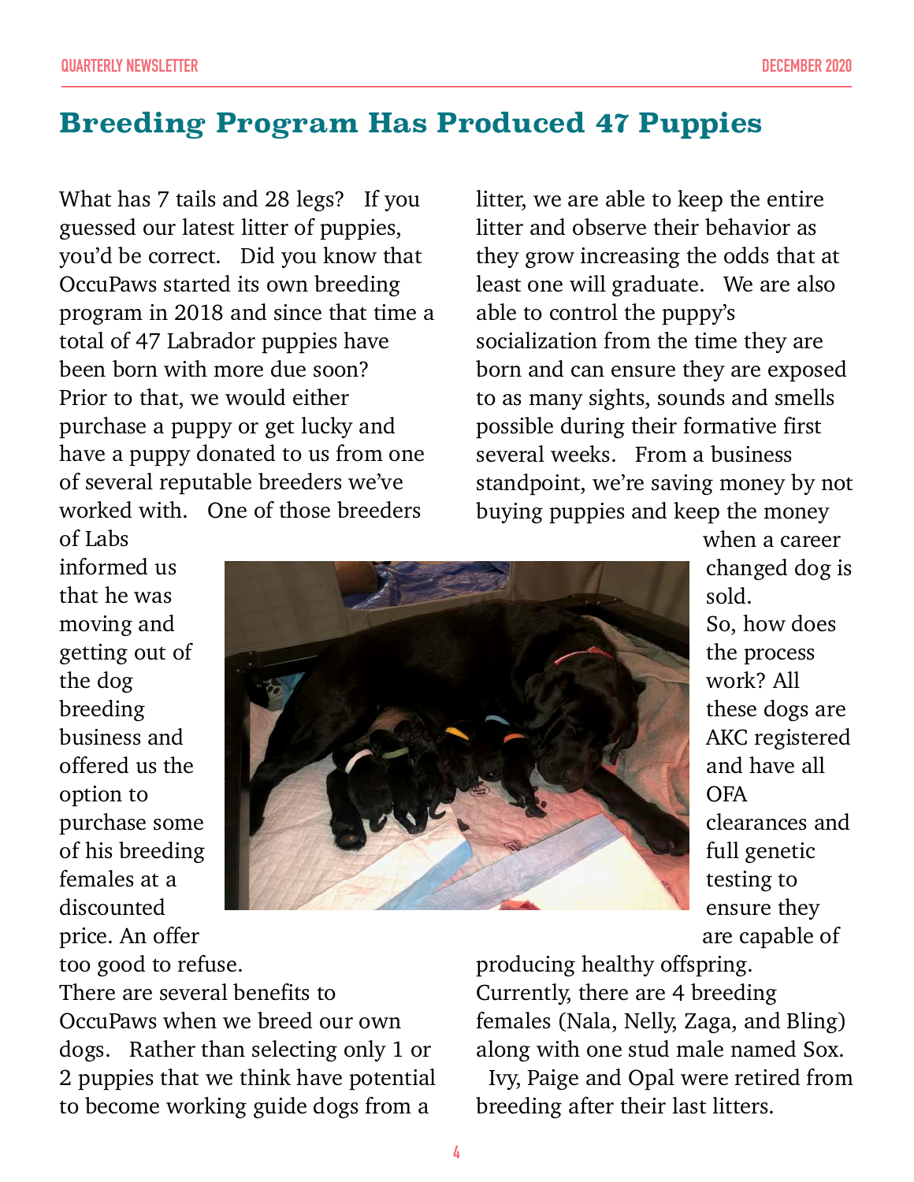# Breeding Program Has Produced 47 Puppies

What has 7 tails and 28 legs? If you guessed our latest litter of puppies, you'd be correct. Did you know that OccuPaws started its own breeding program in 2018 and since that time a total of 47 Labrador puppies have been born with more due soon? Prior to that, we would either purchase a puppy or get lucky and have a puppy donated to us from one of several reputable breeders we've worked with. One of those breeders of Labs informed us that he was moving and getting out of the dog breeding business and offered us the option to purchase some of his breeding females at a discounted price. An offer too good to refuse.

There are several benefits to OccuPaws when we breed our own dogs. Rather than selecting only 1 or 2 puppies that we think have potential to become working guide dogs from a litter, we are able to keep the entire litter and observe their behavior as they grow increasing the odds that at least one will graduate. We are also able to control the puppy's socialization from the time they are born and can ensure they are exposed to as many sights, sounds and smells possible during their formative first several weeks. From a business standpoint, we're saving money by not buying puppies and keep the money when a career changed dog is sold.

So, how does the process work? All these dogs are AKC registered and have all OFA clearances and full genetic testing to ensure they are capable of producing healthy offspring. Currently, there are 4 breeding females (Nala, Nelly, Zaga, and Bling) along with one stud male named Sox. Ivy, Paige and Opal were retired from breeding after their last litters.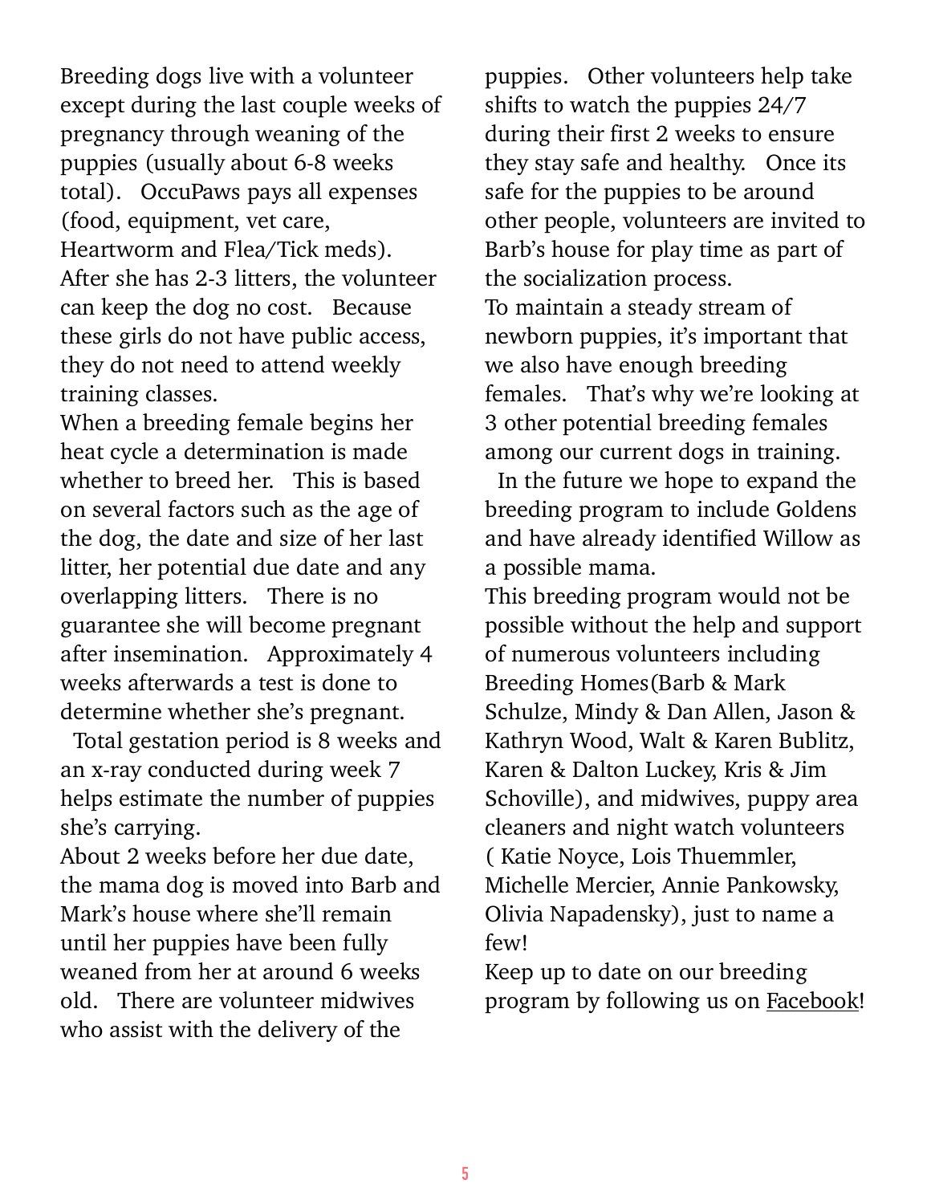Breeding dogs live with a volunteer except during the last couple weeks of pregnancy through weaning of the puppies (usually about 6-8 weeks total). OccuPaws pays all expenses (food, equipment, vet care, Heartworm and Flea/Tick meds). After she has 2-3 litters, the volunteer can keep the dog no cost. Because these girls do not have public access, they do not need to attend weekly training classes.

When a breeding female begins her heat cycle a determination is made whether to breed her. This is based on several factors such as the age of the dog, the date and size of her last litter, her potential due date and any overlapping litters. There is no guarantee she will become pregnant after insemination. Approximately 4 weeks afterwards a test is done to determine whether she's pregnant.

Total gestation period is 8 weeks and an x-ray conducted during week 7 helps estimate the number of puppies she's carrying.

About 2 weeks before her due date, the mama dog is moved into Barb and Mark's house where she'll remain until her puppies have been fully weaned from her at around 6 weeks old. There are volunteer midwives who assist with the delivery of the puppies. Other volunteers help take shifts to watch the puppies 24/7 during their first 2 weeks to ensure they stay safe and healthy. Once its safe for the puppies to be around other people, volunteers are invited to Barb's house for play time as part of the socialization process.

To maintain a steady stream of newborn puppies, it's important that we also have enough breeding females. That's why we're looking at 3 other potential breeding females among our current dogs in training.

In the future we hope to expand the breeding program to include Goldens and have already identified Willow as a possible mama.

This breeding program would not be possible without the help and support of numerous volunteers including Breeding Homes(Barb & Mark Schulze, Mindy & Dan Allen, Jason & Kathryn Wood, Walt & Karen Bublitz, Karen & Dalton Luckey, Kris & Jim Schoville), and midwives, puppy area cleaners and night watch volunteers ( Katie Noyce, Lois Thuemmler, Michelle Mercier, Annie Pankowsky, Olivia Napadensky), just to name a few!

Keep up to date on our breeding program by following us on Facebook!